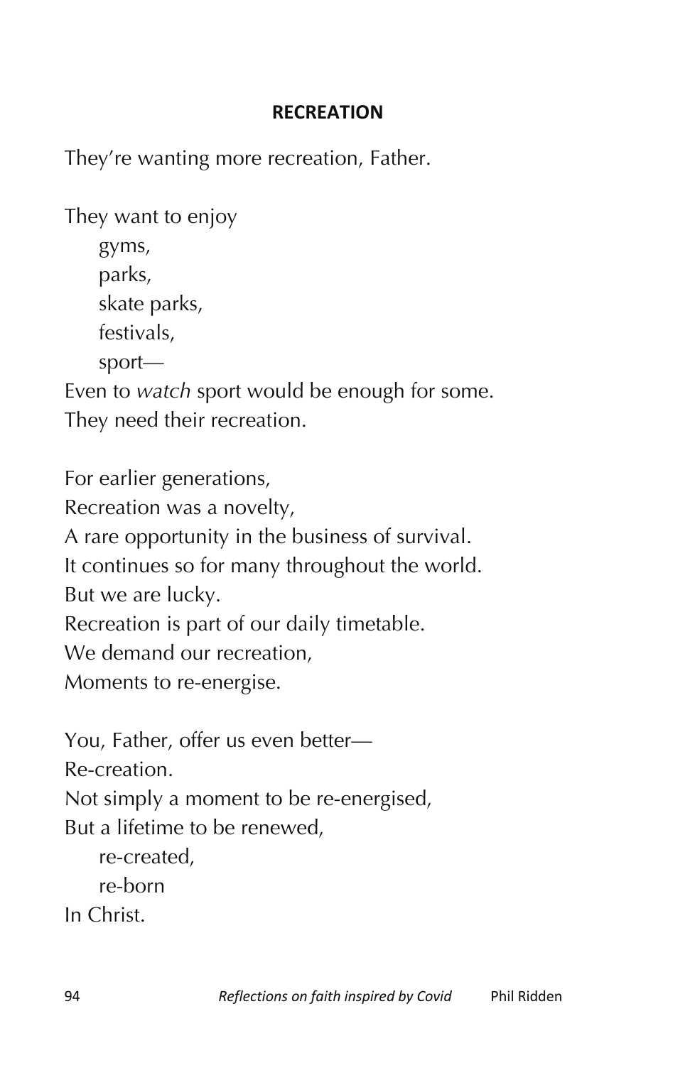## RECREATION

They're wanting more recreation, Father.

They want to enjoy  
    gyms,  
    parks,  
    skate parks,  
    festivals,  
    sport—  
Even to *watch* sport would be enough for some.  
They need their recreation.

For earlier generations,  
Recreation was a novelty,  
A rare opportunity in the business of survival.  
It continues so for many throughout the world.  
But we are lucky.  
Recreation is part of our daily timetable.  
We demand our recreation,  
Moments to re-energise.

You, Father, offer us even better—  
Re-creation.  
Not simply a moment to be re-energised,  
But a lifetime to be renewed,  
    re-created,  
    re-born  
In Christ.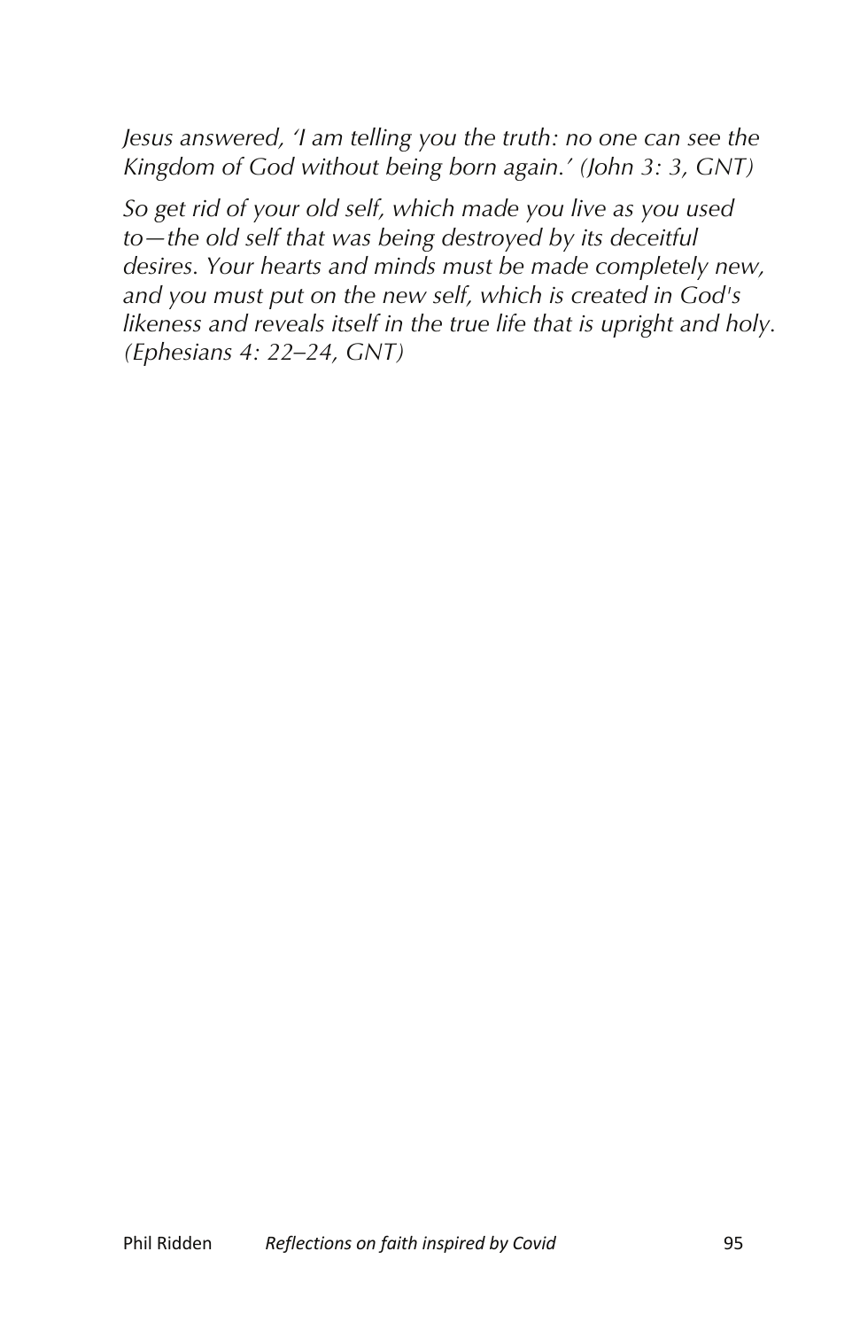*Jesus answered, 'I am telling you the truth: no one can see the Kingdom of God without being born again.' (John 3: 3, GNT)*

*So get rid of your old self, which made you live as you used to—the old self that was being destroyed by its deceitful desires. Your hearts and minds must be made completely new, and you must put on the new self, which is created in God's likeness and reveals itself in the true life that is upright and holy. (Ephesians 4: 22–24, GNT)*